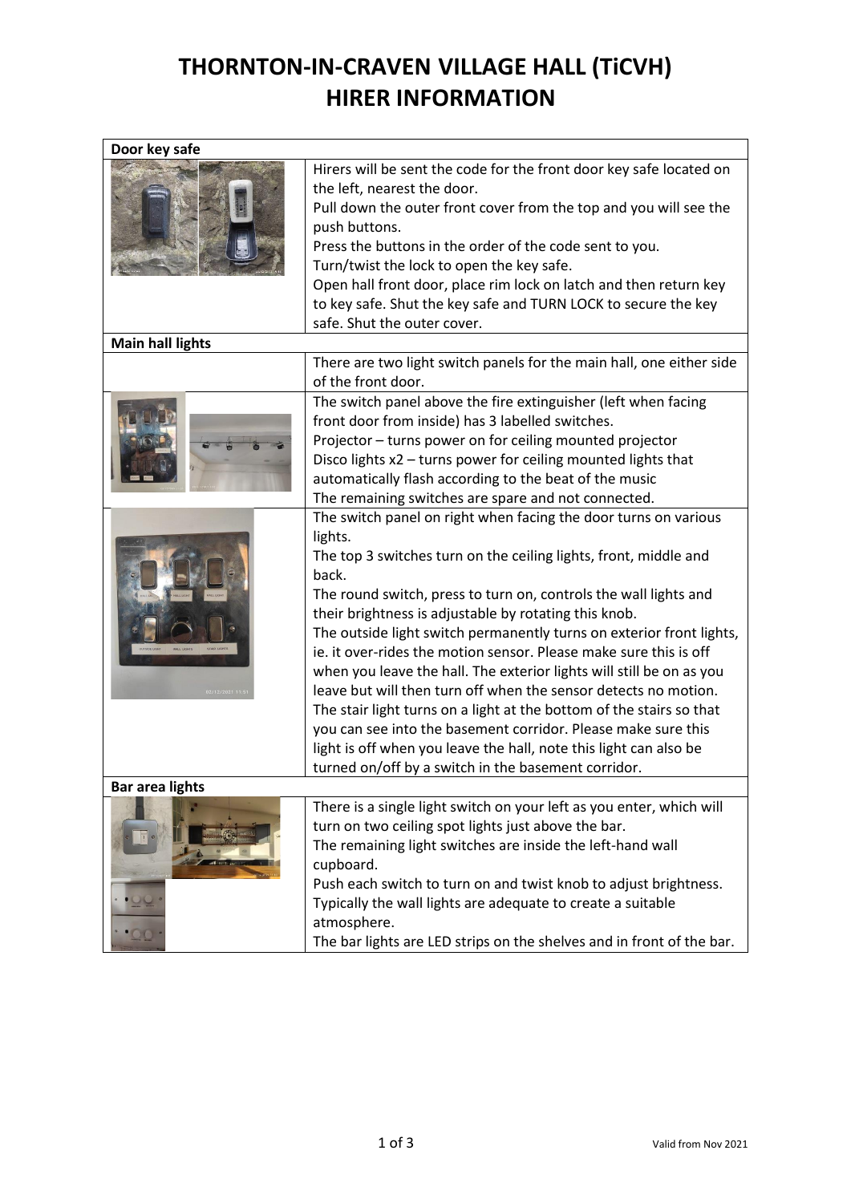# THORNTON-IN-CRAVEN VILLAGE HALL (TiCVH)
# HIRER INFORMATION

| Door key safe | |
|---|---|
| | Hirers will be sent the code for the front door key safe located on the left, nearest the door.<br>Pull down the outer front cover from the top and you will see the push buttons.<br>Press the buttons in the order of the code sent to you.<br>Turn/twist the lock to open the key safe.<br>Open hall front door, place rim lock on latch and then return key to key safe. Shut the key safe and TURN LOCK to secure the key safe. Shut the outer cover. |
| **Main hall lights** | |
| | There are two light switch panels for the main hall, one either side of the front door. |
| | The switch panel above the fire extinguisher (left when facing front door from inside) has 3 labelled switches.<br>Projector – turns power on for ceiling mounted projector<br>Disco lights x2 – turns power for ceiling mounted lights that automatically flash according to the beat of the music<br>The remaining switches are spare and not connected. |
| | The switch panel on right when facing the door turns on various lights.<br>The top 3 switches turn on the ceiling lights, front, middle and back.<br>The round switch, press to turn on, controls the wall lights and their brightness is adjustable by rotating this knob.<br>The outside light switch permanently turns on exterior front lights, ie. it over-rides the motion sensor. Please make sure this is off when you leave the hall. The exterior lights will still be on as you leave but will then turn off when the sensor detects no motion.<br>The stair light turns on a light at the bottom of the stairs so that you can see into the basement corridor. Please make sure this light is off when you leave the hall, note this light can also be turned on/off by a switch in the basement corridor. |
| **Bar area lights** | |
| | There is a single light switch on your left as you enter, which will turn on two ceiling spot lights just above the bar.<br>The remaining light switches are inside the left-hand wall cupboard.<br>Push each switch to turn on and twist knob to adjust brightness. Typically the wall lights are adequate to create a suitable atmosphere.<br>The bar lights are LED strips on the shelves and in front of the bar. |

Valid from Nov 2021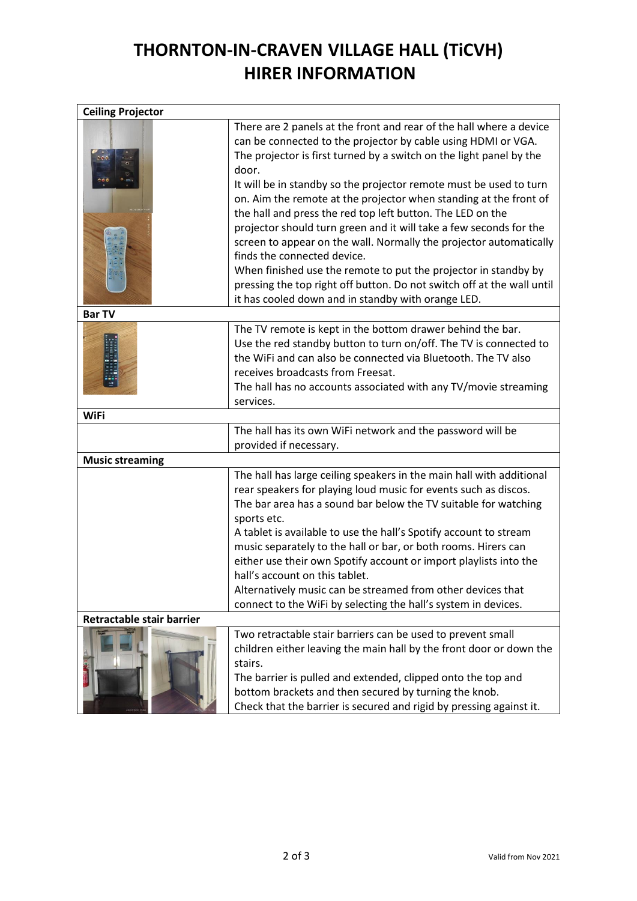# THORNTON-IN-CRAVEN VILLAGE HALL (TiCVH) HIRER INFORMATION

| Ceiling Projector | |
|---|---|
| | There are 2 panels at the front and rear of the hall where a device can be connected to the projector by cable using HDMI or VGA.<br>The projector is first turned by a switch on the light panel by the door.<br>It will be in standby so the projector remote must be used to turn on. Aim the remote at the projector when standing at the front of the hall and press the red top left button. The LED on the projector should turn green and it will take a few seconds for the screen to appear on the wall. Normally the projector automatically finds the connected device.<br>When finished use the remote to put the projector in standby by pressing the top right off button. Do not switch off at the wall until it has cooled down and in standby with orange LED. |
| **Bar TV** | |
| | The TV remote is kept in the bottom drawer behind the bar.<br>Use the red standby button to turn on/off. The TV is connected to the WiFi and can also be connected via Bluetooth. The TV also receives broadcasts from Freesat.<br>The hall has no accounts associated with any TV/movie streaming services. |
| **WiFi** | |
| | The hall has its own WiFi network and the password will be provided if necessary. |
| **Music streaming** | |
| | The hall has large ceiling speakers in the main hall with additional rear speakers for playing loud music for events such as discos.<br>The bar area has a sound bar below the TV suitable for watching sports etc.<br>A tablet is available to use the hall's Spotify account to stream music separately to the hall or bar, or both rooms. Hirers can either use their own Spotify account or import playlists into the hall's account on this tablet.<br>Alternatively music can be streamed from other devices that connect to the WiFi by selecting the hall's system in devices. |
| **Retractable stair barrier** | |
| | Two retractable stair barriers can be used to prevent small children either leaving the main hall by the front door or down the stairs.<br>The barrier is pulled and extended, clipped onto the top and bottom brackets and then secured by turning the knob.<br>Check that the barrier is secured and rigid by pressing against it. |

Valid from Nov 2021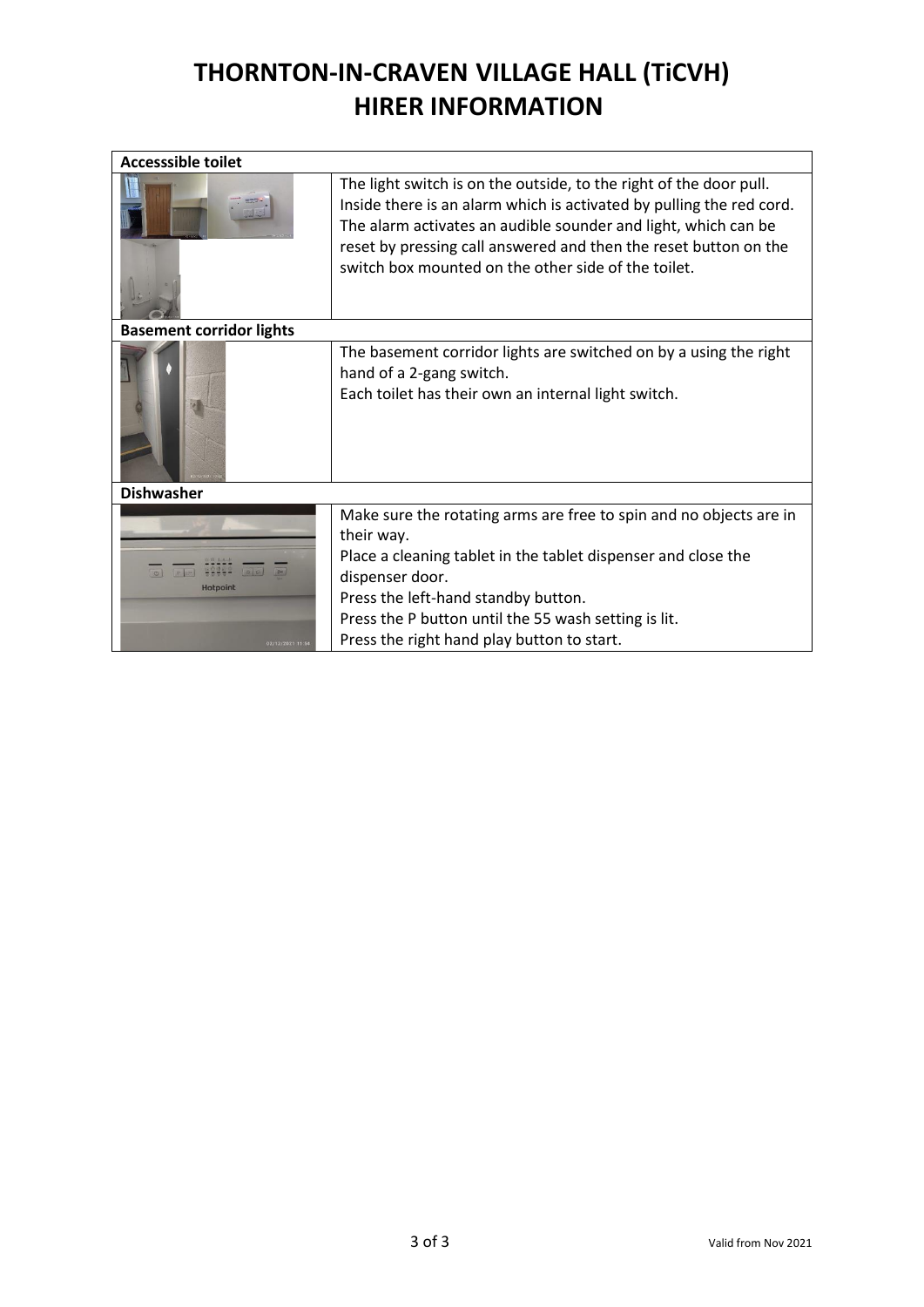# THORNTON-IN-CRAVEN VILLAGE HALL (TiCVH)
# HIRER INFORMATION

| | |
|---|---|
| **Accesssible toilet** | |
| | The light switch is on the outside, to the right of the door pull. Inside there is an alarm which is activated by pulling the red cord. The alarm activates an audible sounder and light, which can be reset by pressing call answered and then the reset button on the switch box mounted on the other side of the toilet. |
| **Basement corridor lights** | |
| | The basement corridor lights are switched on by a using the right hand of a 2-gang switch.<br>Each toilet has their own an internal light switch. |
| **Dishwasher** | |
| | Make sure the rotating arms are free to spin and no objects are in their way.<br>Place a cleaning tablet in the tablet dispenser and close the dispenser door.<br>Press the left-hand standby button.<br>Press the P button until the 55 wash setting is lit.<br>Press the right hand play button to start. |

Valid from Nov 2021